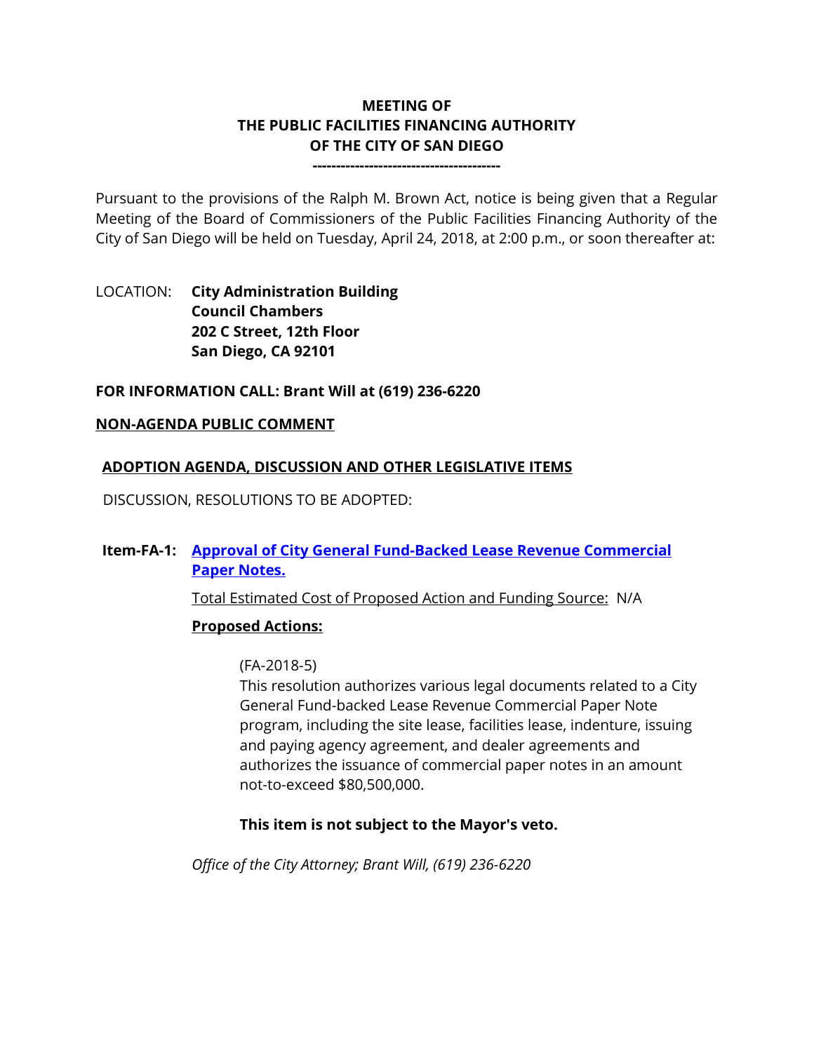# MEETING OF
# THE PUBLIC FACILITIES FINANCING AUTHORITY
# OF THE CITY OF SAN DIEGO

---

Pursuant to the provisions of the Ralph M. Brown Act, notice is being given that a Regular Meeting of the Board of Commissioners of the Public Facilities Financing Authority of the City of San Diego will be held on Tuesday, April 24, 2018, at 2:00 p.m., or soon thereafter at:

LOCATION: **City Administration Building**
**Council Chambers**
**202 C Street, 12th Floor**
**San Diego, CA 92101**

**FOR INFORMATION CALL: Brant Will at (619) 236-6220**

## NON-AGENDA PUBLIC COMMENT

## ADOPTION AGENDA, DISCUSSION AND OTHER LEGISLATIVE ITEMS

DISCUSSION, RESOLUTIONS TO BE ADOPTED:

**Item-FA-1:** **Approval of City General Fund-Backed Lease Revenue Commercial Paper Notes.**

Total Estimated Cost of Proposed Action and Funding Source: N/A

**Proposed Actions:**

(FA-2018-5)
This resolution authorizes various legal documents related to a City General Fund-backed Lease Revenue Commercial Paper Note program, including the site lease, facilities lease, indenture, issuing and paying agency agreement, and dealer agreements and authorizes the issuance of commercial paper notes in an amount not-to-exceed $80,500,000.

**This item is not subject to the Mayor's veto.**

*Office of the City Attorney; Brant Will, (619) 236-6220*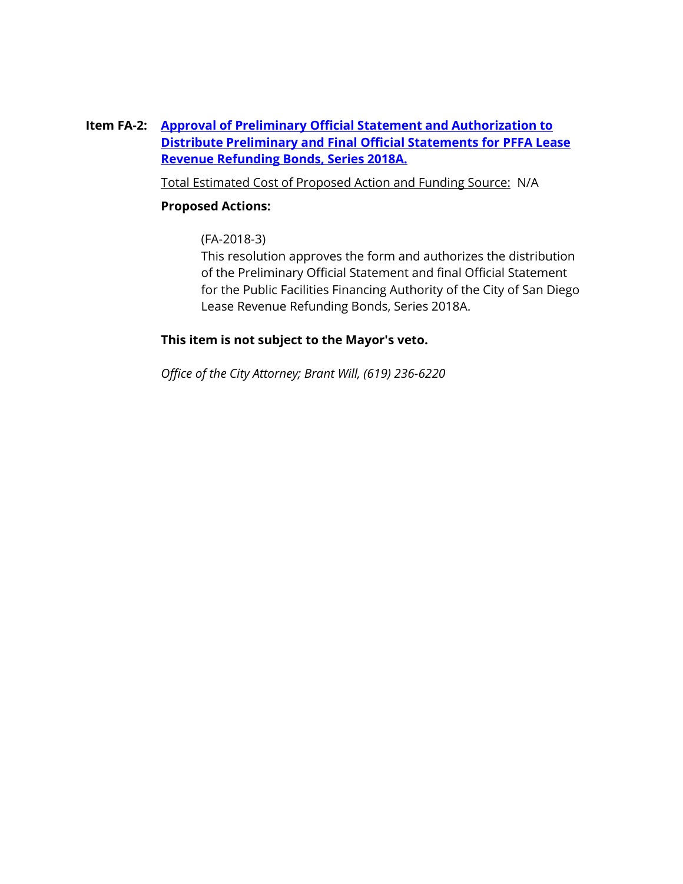**Item FA-2:** **[Approval of Preliminary Official Statement and Authorization to Distribute Preliminary and Final Official Statements for PFFA Lease Revenue Refunding Bonds, Series 2018A.]()**

Total Estimated Cost of Proposed Action and Funding Source: N/A

**Proposed Actions:**

(FA-2018-3)
This resolution approves the form and authorizes the distribution of the Preliminary Official Statement and final Official Statement for the Public Facilities Financing Authority of the City of San Diego Lease Revenue Refunding Bonds, Series 2018A.

**This item is not subject to the Mayor's veto.**

*Office of the City Attorney; Brant Will, (619) 236-6220*